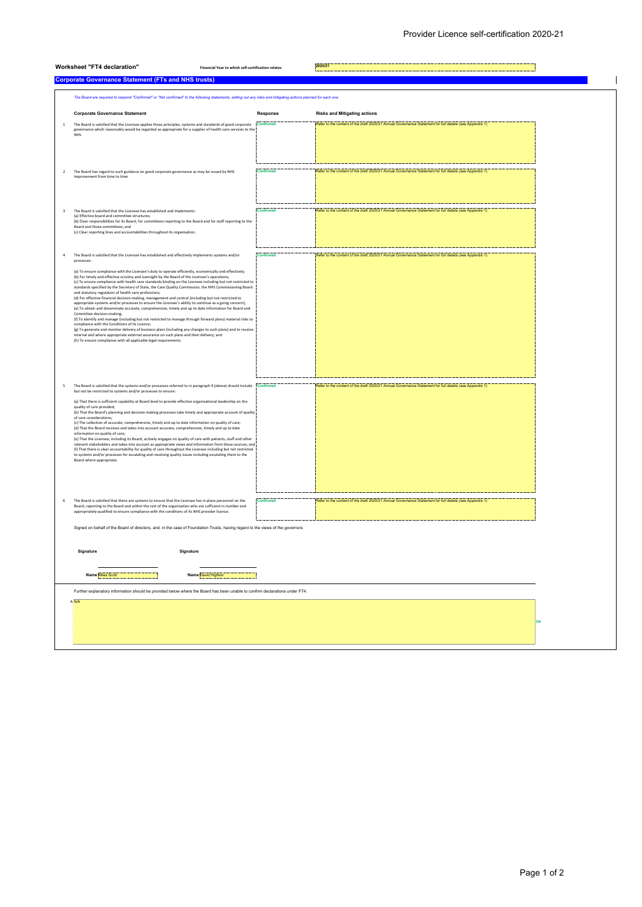# Provider Licence self-certification 2020-21

**Worksheet "FT4 declaration"** **Financial Year to which self-certification relates** 2020/21

## Corporate Governance Statement (FTs and NHS trusts)

*The Board are required to respond "Confirmed" or "Not confirmed" to the following statements, setting out any risks and mitigating actions planned for each one*

| | Corporate Governance Statement | Response | Risks and Mitigating actions |
|---|---|---|---|
| 1 | The Board is satisfied that the Licensee applies those principles, systems and standards of good corporate governance which reasonably would be regarded as appropriate for a supplier of health care services to the NHS. | Confirmed | Refer to the content of the draft 2020/21 Annual Governance Statement for full details (see Appendix 1) |
| 2 | The Board has regard to such guidance on good corporate governance as may be issued by NHS Improvement from time to time | Confirmed | Refer to the content of the draft 2020/21 Annual Governance Statement for full details (see Appendix 1) |
| 3 | The Board is satisfied that the Licensee has established and implements:<br>(a) Effective board and committee structures;<br>(b) Clear responsibilities for its Board, for committees reporting to the Board and for staff reporting to the Board and those committees; and<br>(c) Clear reporting lines and accountabilities throughout its organisation. | Confirmed | Refer to the content of the draft 2020/21 Annual Governance Statement for full details (see Appendix 1) |
| 4 | The Board is satisfied that the Licensee has established and effectively implements systems and/or processes:<br><br>(a) To ensure compliance with the Licensee's duty to operate efficiently, economically and effectively;<br>(b) For timely and effective scrutiny and oversight by the Board of the Licensee's operations;<br>(c) To ensure compliance with health care standards binding on the Licensee including but not restricted to standards specified by the Secretary of State, the Care Quality Commission, the NHS Commissioning Board and statutory regulators of health care professions;<br>(d) For effective financial decision-making, management and control (including but not restricted to appropriate systems and/or processes to ensure the Licensee's ability to continue as a going concern);<br>(e) To obtain and disseminate accurate, comprehensive, timely and up to date information for Board and Committee decision-making;<br>(f) To identify and manage (including but not restricted to manage through forward plans) material risks to compliance with the Conditions of its Licence;<br>(g) To generate and monitor delivery of business plans (including any changes to such plans) and to receive internal and where appropriate external assurance on such plans and their delivery; and<br>(h) To ensure compliance with all applicable legal requirements. | Confirmed | Refer to the content of the draft 2020/21 Annual Governance Statement for full details (see Appendix 1) |
| 5 | The Board is satisfied that the systems and/or processes referred to in paragraph 4 (above) should include but not be restricted to systems and/or processes to ensure:<br><br>(a) That there is sufficient capability at Board level to provide effective organisational leadership on the quality of care provided;<br>(b) That the Board's planning and decision-making processes take timely and appropriate account of quality of care considerations;<br>(c) The collection of accurate, comprehensive, timely and up to date information on quality of care;<br>(d) That the Board receives and takes into account accurate, comprehensive, timely and up to date information on quality of care;<br>(e) That the Licensee, including its Board, actively engages on quality of care with patients, staff and other relevant stakeholders and takes into account as appropriate views and information from these sources; and<br>(f) That there is clear accountability for quality of care throughout the Licensee including but not restricted to systems and/or processes for escalating and resolving quality issues including escalating them to the Board where appropriate. | Confirmed | Refer to the content of the draft 2020/21 Annual Governance Statement for full details (see Appendix 1) |
| 6 | The Board is satisfied that there are systems to ensure that the Licensee has in place personnel on the Board, reporting to the Board and within the rest of the organisation who are sufficient in number and appropriately qualified to ensure compliance with the conditions of its NHS provider licence. | Confirmed | Refer to the content of the draft 2020/21 Annual Governance Statement for full details (see Appendix 1) |

Signed on behalf of the Board of directors, and, in the case of Foundation Trusts, having regard to the views of the governors

| Signature | Signature |
|---|---|
| Name Miles Scott | Name David Highton |

Further explanatory information should be provided below where the Board has been unable to confirm declarations under FT4.

A N/A

OK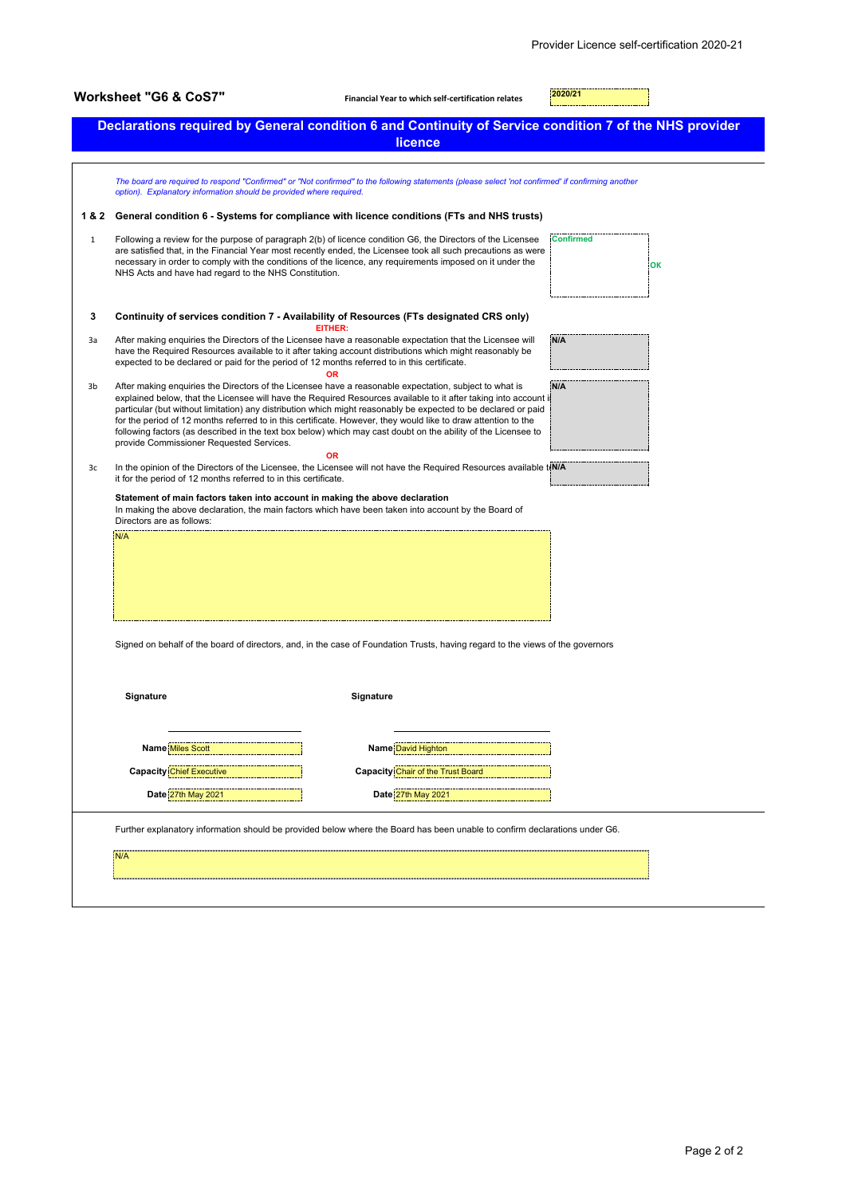**Worksheet "G6 & CoS7"**

**Financial Year to which self-certification relates** 2020/21

## Declarations required by General condition 6 and Continuity of Service condition 7 of the NHS provider licence

*The board are required to respond "Confirmed" or "Not confirmed" to the following statements (please select 'not confirmed' if confirming another option). Explanatory information should be provided where required.*

### 1 & 2 General condition 6 - Systems for compliance with licence conditions (FTs and NHS trusts)

| | | | |
|---|---|---|---|
| 1 | Following a review for the purpose of paragraph 2(b) of licence condition G6, the Directors of the Licensee are satisfied that, in the Financial Year most recently ended, the Licensee took all such precautions as were necessary in order to comply with the conditions of the licence, any requirements imposed on it under the NHS Acts and have had regard to the NHS Constitution. | Confirmed | OK |

### 3 Continuity of services condition 7 - Availability of Resources (FTs designated CRS only)

**EITHER:**

| | | |
|---|---|---|
| 3a | After making enquiries the Directors of the Licensee have a reasonable expectation that the Licensee will have the Required Resources available to it after taking account distributions which might reasonably be expected to be declared or paid for the period of 12 months referred to in this certificate. | N/A |

**OR**

| | | |
|---|---|---|
| 3b | After making enquiries the Directors of the Licensee have a reasonable expectation, subject to what is explained below, that the Licensee will have the Required Resources available to it after taking into account in particular (but without limitation) any distribution which might reasonably be expected to be declared or paid for the period of 12 months referred to in this certificate. However, they would like to draw attention to the following factors (as described in the text box below) which may cast doubt on the ability of the Licensee to provide Commissioner Requested Services. | N/A |

**OR**

| | | |
|---|---|---|
| 3c | In the opinion of the Directors of the Licensee, the Licensee will not have the Required Resources available to it for the period of 12 months referred to in this certificate. | N/A |

**Statement of main factors taken into account in making the above declaration**

In making the above declaration, the main factors which have been taken into account by the Board of Directors are as follows:

N/A

Signed on behalf of the board of directors, and, in the case of Foundation Trusts, having regard to the views of the governors

| | | | |
|---|---|---|---|
| **Signature** | | **Signature** | |
| **Name** | Miles Scott | **Name** | David Highton |
| **Capacity** | Chief Executive | **Capacity** | Chair of the Trust Board |
| **Date** | 27th May 2021 | **Date** | 27th May 2021 |

Further explanatory information should be provided below where the Board has been unable to confirm declarations under G6.

N/A